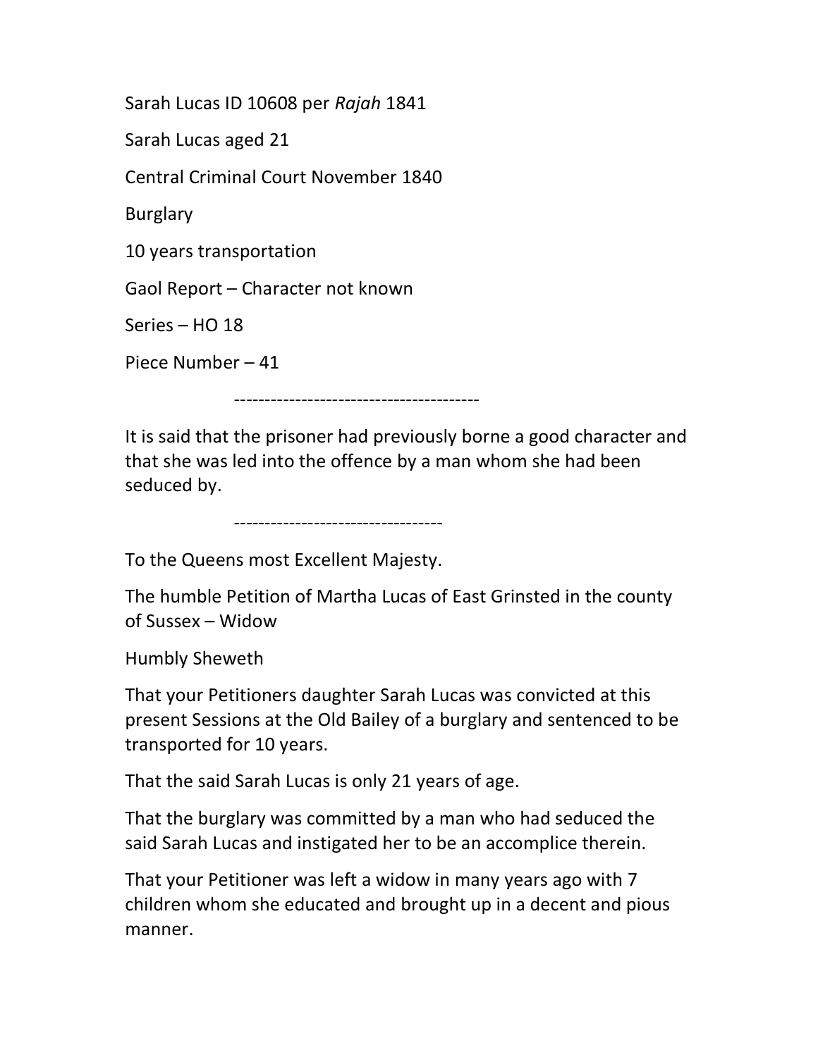Sarah Lucas ID 10608 per *Rajah* 1841

Sarah Lucas aged 21

Central Criminal Court November 1840

Burglary

10 years transportation

Gaol Report – Character not known

Series – HO 18

Piece Number – 41

----------------------------------------

It is said that the prisoner had previously borne a good character and that she was led into the offence by a man whom she had been seduced by.

----------------------------------

To the Queens most Excellent Majesty.

The humble Petition of Martha Lucas of East Grinsted in the county of Sussex – Widow

Humbly Sheweth

That your Petitioners daughter Sarah Lucas was convicted at this present Sessions at the Old Bailey of a burglary and sentenced to be transported for 10 years.

That the said Sarah Lucas is only 21 years of age.

That the burglary was committed by a man who had seduced the said Sarah Lucas and instigated her to be an accomplice therein.

That your Petitioner was left a widow in many years ago with 7 children whom she educated and brought up in a decent and pious manner.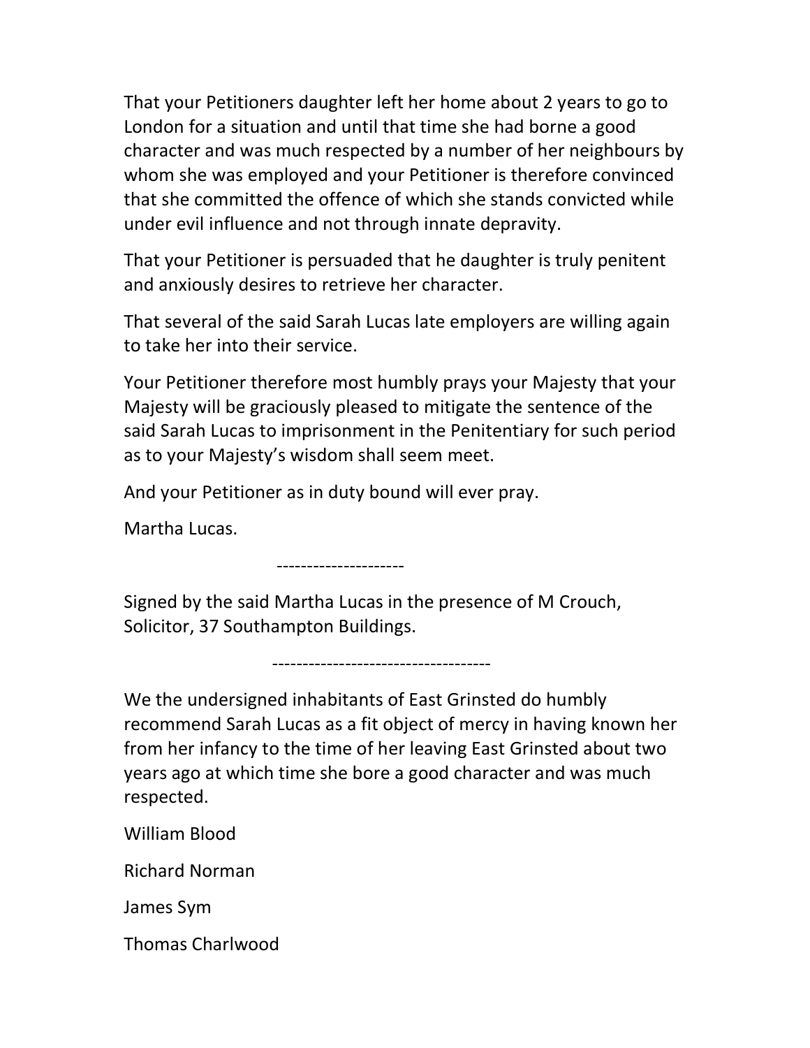That your Petitioners daughter left her home about 2 years to go to London for a situation and until that time she had borne a good character and was much respected by a number of her neighbours by whom she was employed and your Petitioner is therefore convinced that she committed the offence of which she stands convicted while under evil influence and not through innate depravity.

That your Petitioner is persuaded that he daughter is truly penitent and anxiously desires to retrieve her character.

That several of the said Sarah Lucas late employers are willing again to take her into their service.

Your Petitioner therefore most humbly prays your Majesty that your Majesty will be graciously pleased to mitigate the sentence of the said Sarah Lucas to imprisonment in the Penitentiary for such period as to your Majesty's wisdom shall seem meet.

And your Petitioner as in duty bound will ever pray.

Martha Lucas.

---------------------

Signed by the said Martha Lucas in the presence of M Crouch, Solicitor, 37 Southampton Buildings.

------------------------------------

We the undersigned inhabitants of East Grinsted do humbly recommend Sarah Lucas as a fit object of mercy in having known her from her infancy to the time of her leaving East Grinsted about two years ago at which time she bore a good character and was much respected.

William Blood

Richard Norman

James Sym

Thomas Charlwood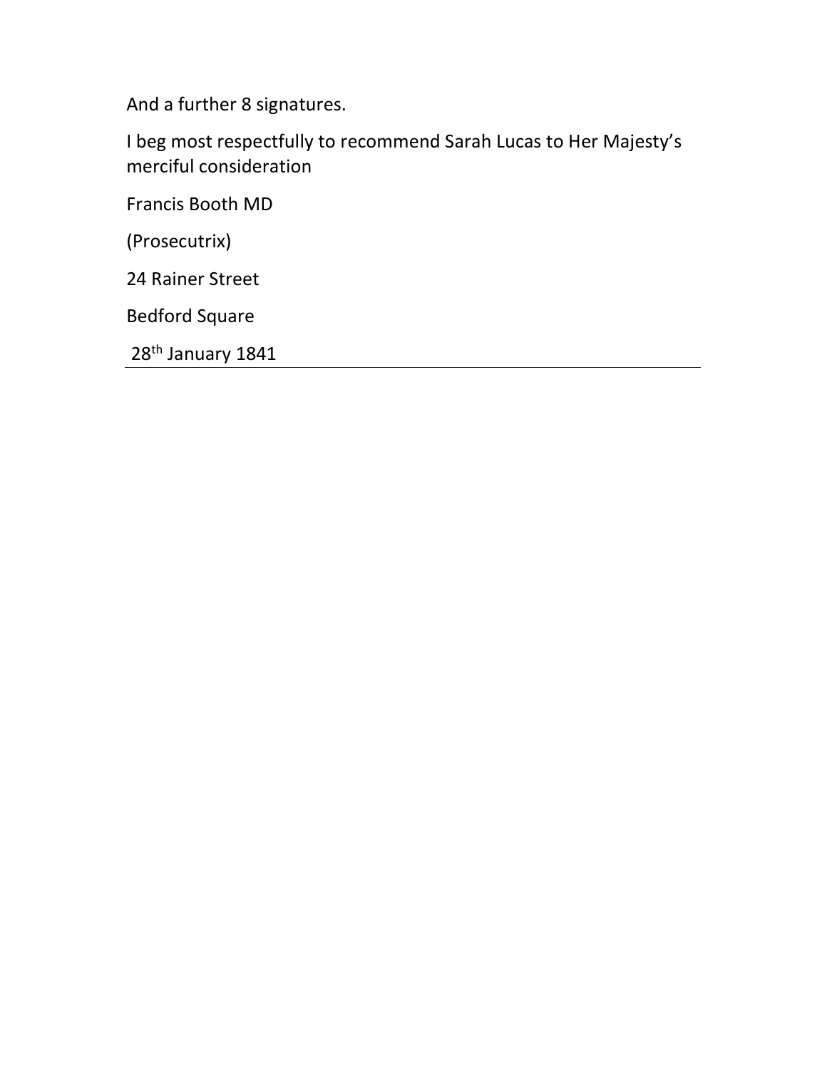And a further 8 signatures.

I beg most respectfully to recommend Sarah Lucas to Her Majesty's merciful consideration

Francis Booth MD

(Prosecutrix)

24 Rainer Street

Bedford Square

28th January 1841

---